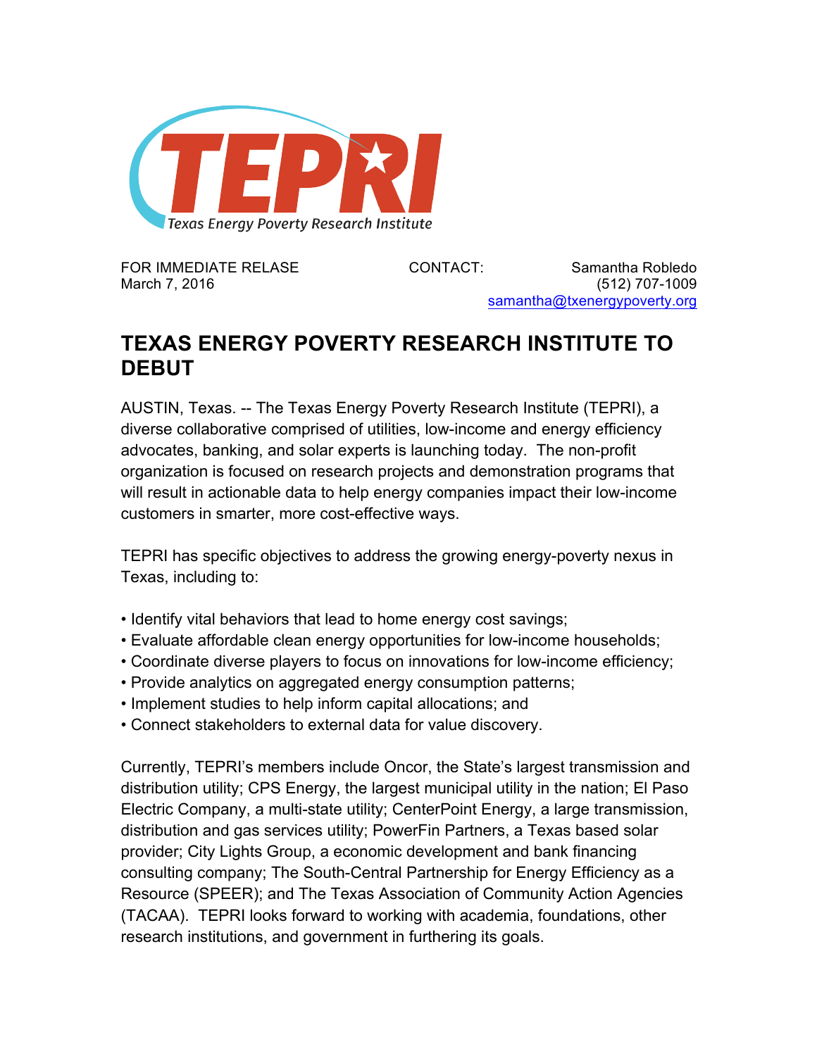TEPRI

Texas Energy Poverty Research Institute

FOR IMMEDIATE RELASE
March 7, 2016

CONTACT: Samantha Robledo
(512) 707-1009
samantha@txenergypoverty.org

# TEXAS ENERGY POVERTY RESEARCH INSTITUTE TO DEBUT

AUSTIN, Texas. -- The Texas Energy Poverty Research Institute (TEPRI), a diverse collaborative comprised of utilities, low-income and energy efficiency advocates, banking, and solar experts is launching today. The non-profit organization is focused on research projects and demonstration programs that will result in actionable data to help energy companies impact their low-income customers in smarter, more cost-effective ways.

TEPRI has specific objectives to address the growing energy-poverty nexus in Texas, including to:

- Identify vital behaviors that lead to home energy cost savings;
- Evaluate affordable clean energy opportunities for low-income households;
- Coordinate diverse players to focus on innovations for low-income efficiency;
- Provide analytics on aggregated energy consumption patterns;
- Implement studies to help inform capital allocations; and
- Connect stakeholders to external data for value discovery.

Currently, TEPRI's members include Oncor, the State's largest transmission and distribution utility; CPS Energy, the largest municipal utility in the nation; El Paso Electric Company, a multi-state utility; CenterPoint Energy, a large transmission, distribution and gas services utility; PowerFin Partners, a Texas based solar provider; City Lights Group, a economic development and bank financing consulting company; The South-Central Partnership for Energy Efficiency as a Resource (SPEER); and The Texas Association of Community Action Agencies (TACAA). TEPRI looks forward to working with academia, foundations, other research institutions, and government in furthering its goals.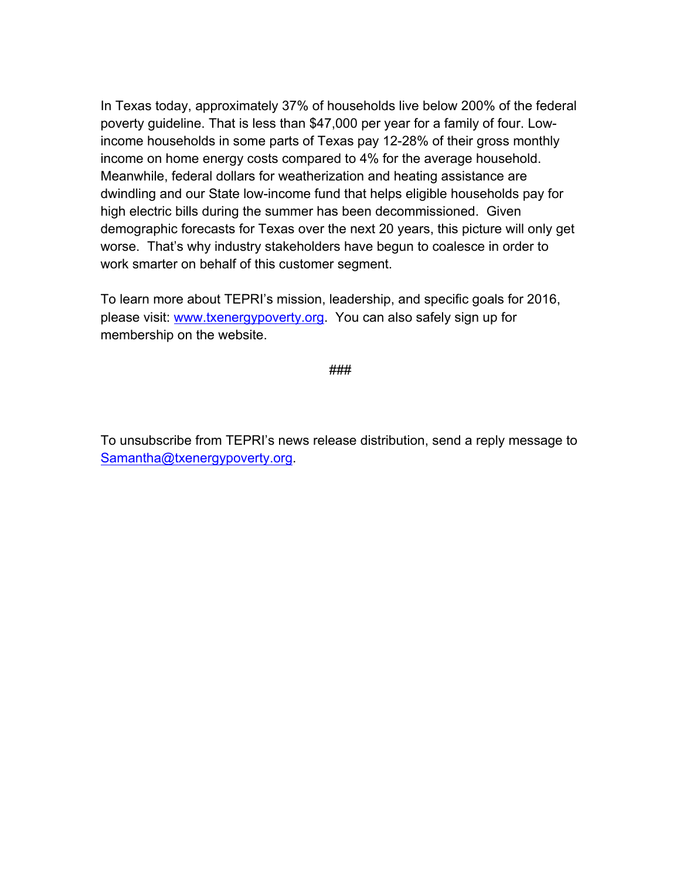In Texas today, approximately 37% of households live below 200% of the federal poverty guideline. That is less than $47,000 per year for a family of four. Low-income households in some parts of Texas pay 12-28% of their gross monthly income on home energy costs compared to 4% for the average household. Meanwhile, federal dollars for weatherization and heating assistance are dwindling and our State low-income fund that helps eligible households pay for high electric bills during the summer has been decommissioned. Given demographic forecasts for Texas over the next 20 years, this picture will only get worse. That's why industry stakeholders have begun to coalesce in order to work smarter on behalf of this customer segment.

To learn more about TEPRI's mission, leadership, and specific goals for 2016, please visit: www.txenergypoverty.org. You can also safely sign up for membership on the website.

###

To unsubscribe from TEPRI's news release distribution, send a reply message to Samantha@txenergypoverty.org.